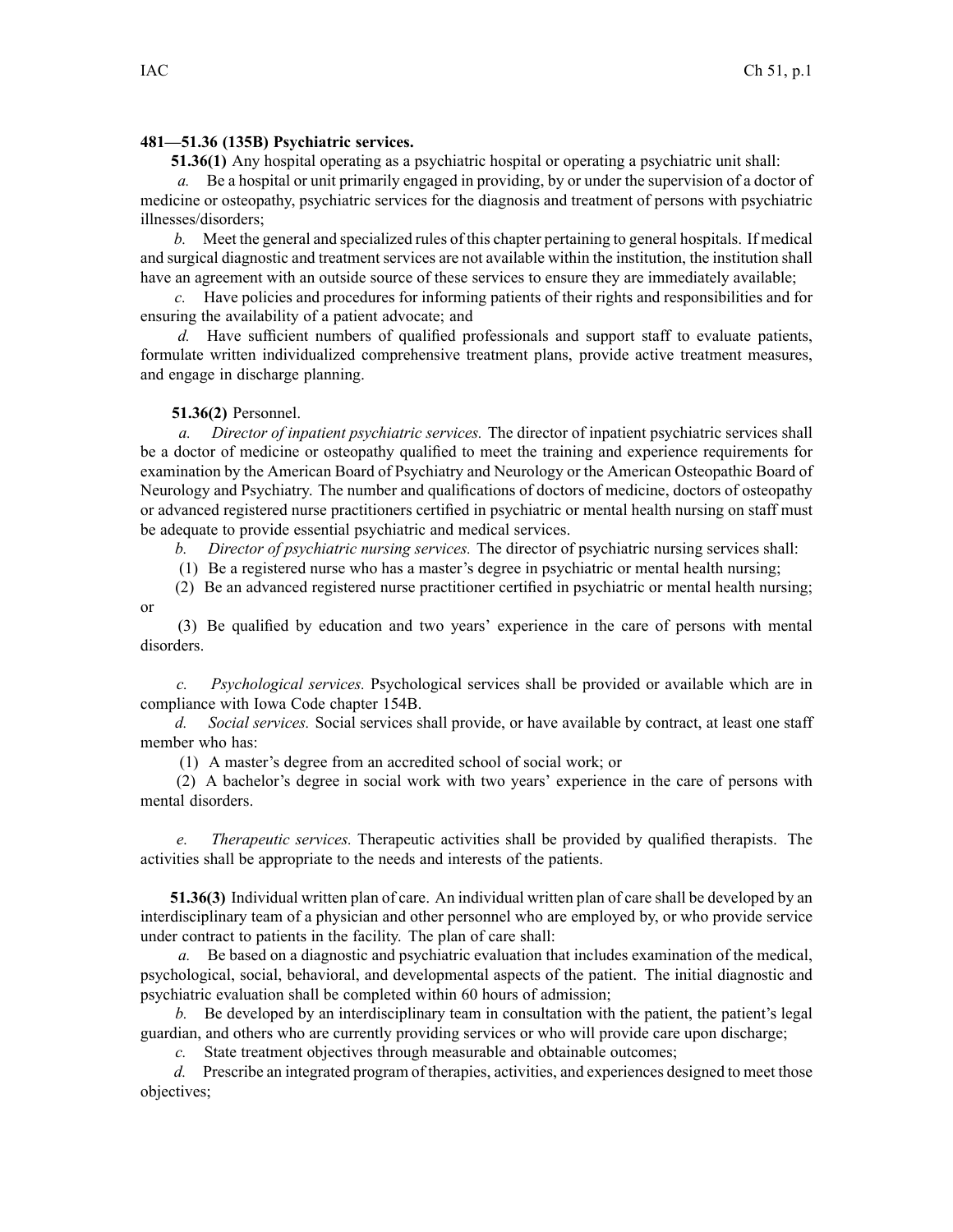**481—51.36 (135B) Psychiatric services.**

**51.36(1)** Any hospital operating as a psychiatric hospital or operating a psychiatric unit shall:

*a.* Be a hospital or unit primarily engaged in providing, by or under the supervision of a doctor of medicine or osteopathy, psychiatric services for the diagnosis and treatment of persons with psychiatric illnesses/disorders;

*b.* Meet the general and specialized rules of this chapter pertaining to general hospitals. If medical and surgical diagnostic and treatment services are not available within the institution, the institution shall have an agreement with an outside source of these services to ensure they are immediately available;

*c.* Have policies and procedures for informing patients of their rights and responsibilities and for ensuring the availability of a patient advocate; and

*d.* Have sufficient numbers of qualified professionals and support staff to evaluate patients, formulate written individualized comprehensive treatment plans, provide active treatment measures, and engage in discharge planning.

**51.36(2)** Personnel.

*a. Director of inpatient psychiatric services.* The director of inpatient psychiatric services shall be a doctor of medicine or osteopathy qualified to meet the training and experience requirements for examination by the American Board of Psychiatry and Neurology or the American Osteopathic Board of Neurology and Psychiatry. The number and qualifications of doctors of medicine, doctors of osteopathy or advanced registered nurse practitioners certified in psychiatric or mental health nursing on staff must be adequate to provide essential psychiatric and medical services.

*b. Director of psychiatric nursing services.* The director of psychiatric nursing services shall:

(1) Be a registered nurse who has a master's degree in psychiatric or mental health nursing;

(2) Be an advanced registered nurse practitioner certified in psychiatric or mental health nursing; or

(3) Be qualified by education and two years' experience in the care of persons with mental disorders.

*c. Psychological services.* Psychological services shall be provided or available which are in compliance with Iowa Code chapter 154B.

*d. Social services.* Social services shall provide, or have available by contract, at least one staff member who has:

(1) A master's degree from an accredited school of social work; or

(2) A bachelor's degree in social work with two years' experience in the care of persons with mental disorders.

*e. Therapeutic services.* Therapeutic activities shall be provided by qualified therapists. The activities shall be appropriate to the needs and interests of the patients.

**51.36(3)** Individual written plan of care. An individual written plan of care shall be developed by an interdisciplinary team of a physician and other personnel who are employed by, or who provide service under contract to patients in the facility. The plan of care shall:

*a.* Be based on a diagnostic and psychiatric evaluation that includes examination of the medical, psychological, social, behavioral, and developmental aspects of the patient. The initial diagnostic and psychiatric evaluation shall be completed within 60 hours of admission;

*b.* Be developed by an interdisciplinary team in consultation with the patient, the patient's legal guardian, and others who are currently providing services or who will provide care upon discharge;

*c.* State treatment objectives through measurable and obtainable outcomes;

*d.* Prescribe an integrated program of therapies, activities, and experiences designed to meet those objectives;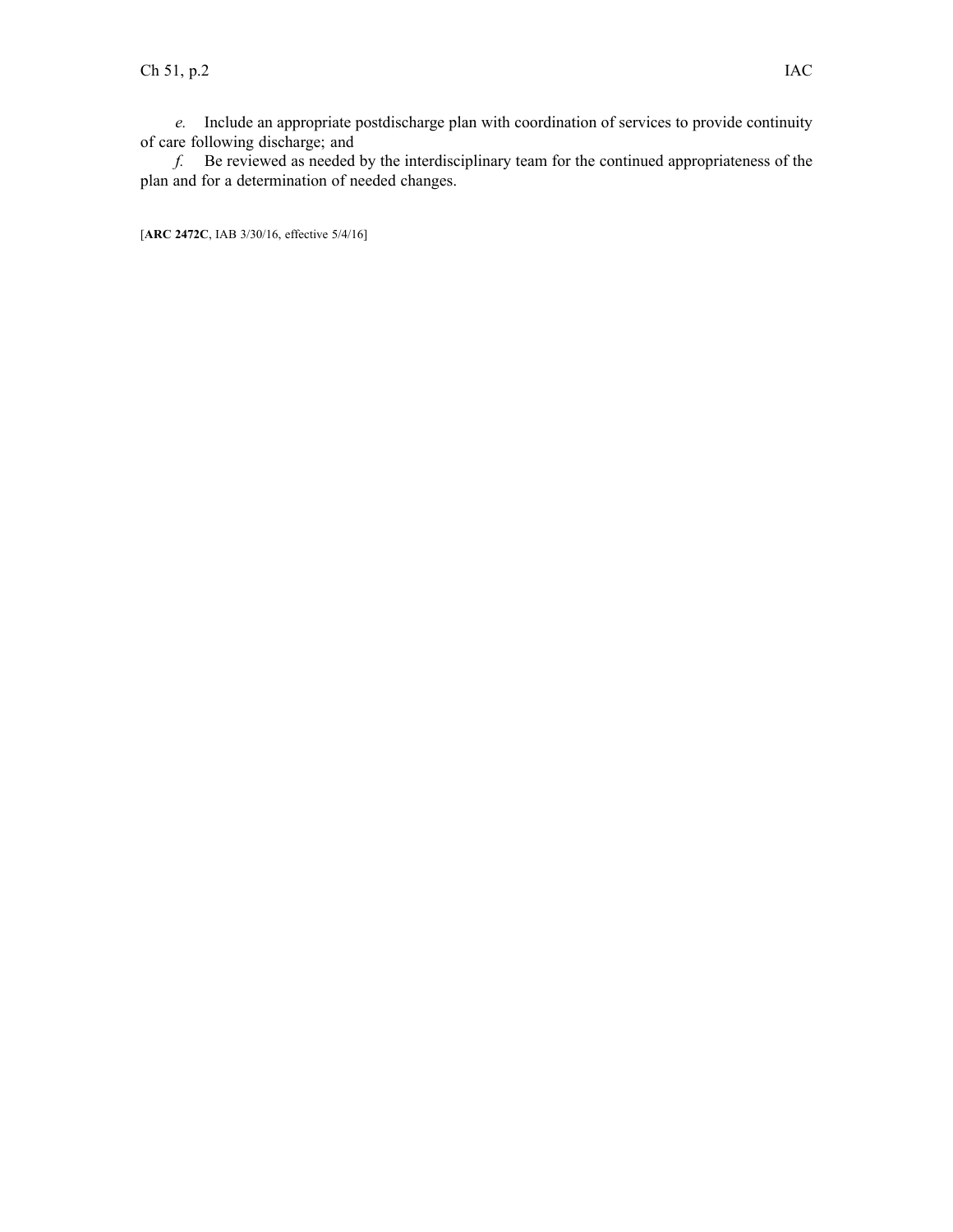*e.* Include an appropriate postdischarge plan with coordination of services to provide continuity of care following discharge; and

*f.* Be reviewed as needed by the interdisciplinary team for the continued appropriateness of the plan and for a determination of needed changes.

[**ARC 2472C**, IAB 3/30/16, effective 5/4/16]